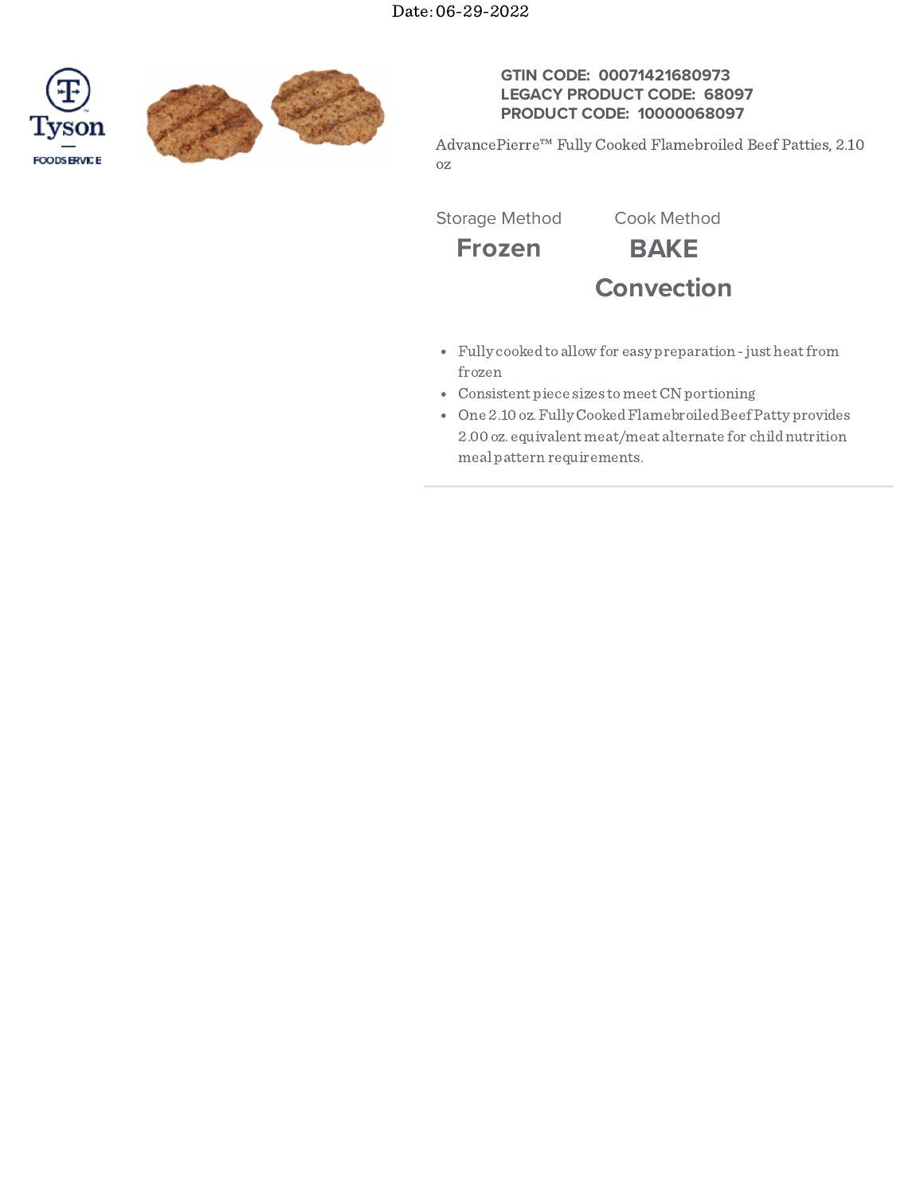Date: 06-29-2022

Tyson FOODSERVICE

**GTIN CODE: 00071421680973**
**LEGACY PRODUCT CODE: 68097**
**PRODUCT CODE: 10000068097**

AdvancePierre™ Fully Cooked Flamebroiled Beef Patties, 2.10 oz

| Storage Method | Cook Method |
| --- | --- |
| **Frozen** | **BAKE** |
| | **Convection** |

- Fully cooked to allow for easy preparation - just heat from frozen
- Consistent piece sizes to meet CN portioning
- One 2.10 oz. Fully Cooked Flamebroiled Beef Patty provides 2.00 oz. equivalent meat/meat alternate for child nutrition meal pattern requirements.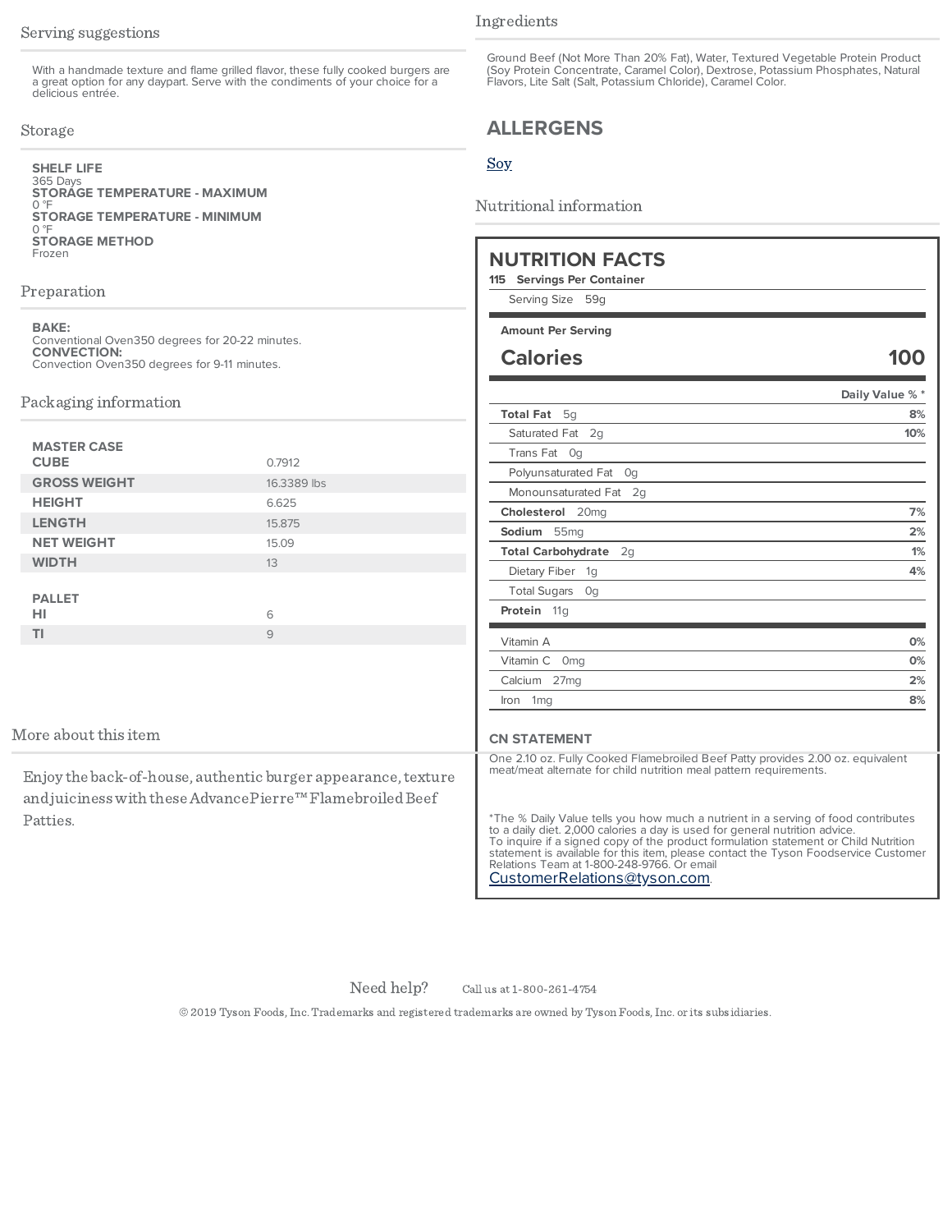## Serving suggestions

With a handmade texture and flame grilled flavor, these fully cooked burgers are a great option for any daypart. Serve with the condiments of your choice for a delicious entrée.

## Storage

**SHELF LIFE**
365 Days
**STORAGE TEMPERATURE - MAXIMUM**
0 °F
**STORAGE TEMPERATURE - MINIMUM**
0 °F
**STORAGE METHOD**
Frozen

## Preparation

**BAKE:**
Conventional Oven350 degrees for 20-22 minutes.
**CONVECTION:**
Convection Oven350 degrees for 9-11 minutes.

## Packaging information

| | |
|---|---|
| **MASTER CASE** | |
| **CUBE** | 0.7912 |
| **GROSS WEIGHT** | 16.3389 lbs |
| **HEIGHT** | 6.625 |
| **LENGTH** | 15.875 |
| **NET WEIGHT** | 15.09 |
| **WIDTH** | 13 |
| **PALLET** | |
| **HI** | 6 |
| **TI** | 9 |

## More about this item

Enjoy the back-of-house, authentic burger appearance, texture and juiciness with these AdvancePierre™ Flamebroiled Beef Patties.

## Ingredients

Ground Beef (Not More Than 20% Fat), Water, Textured Vegetable Protein Product (Soy Protein Concentrate, Caramel Color), Dextrose, Potassium Phosphates, Natural Flavors, Lite Salt (Salt, Potassium Chloride), Caramel Color.

## ALLERGENS

Soy

## Nutritional information

### NUTRITION FACTS

**115 Servings Per Container**
Serving Size 59g

**Amount Per Serving**

**Calories 100**

| | Daily Value % * |
|---|---|
| **Total Fat** 5g | 8% |
| Saturated Fat 2g | 10% |
| Trans Fat 0g | |
| Polyunsaturated Fat 0g | |
| Monounsaturated Fat 2g | |
| **Cholesterol** 20mg | 7% |
| **Sodium** 55mg | 2% |
| **Total Carbohydrate** 2g | 1% |
| Dietary Fiber 1g | 4% |
| Total Sugars 0g | |
| **Protein** 11g | |
| Vitamin A | 0% |
| Vitamin C 0mg | 0% |
| Calcium 27mg | 2% |
| Iron 1mg | 8% |

**CN STATEMENT**

One 2.10 oz. Fully Cooked Flamebroiled Beef Patty provides 2.00 oz. equivalent meat/meat alternate for child nutrition meal pattern requirements.

*The % Daily Value tells you how much a nutrient in a serving of food contributes to a daily diet. 2,000 calories a day is used for general nutrition advice.
To inquire if a signed copy of the product formulation statement or Child Nutrition statement is available for this item, please contact the Tyson Foodservice Customer Relations Team at 1-800-248-9766. Or email CustomerRelations@tyson.com.

Need help? Call us at 1-800-261-4754

© 2019 Tyson Foods, Inc. Trademarks and registered trademarks are owned by Tyson Foods, Inc. or its subsidiaries.